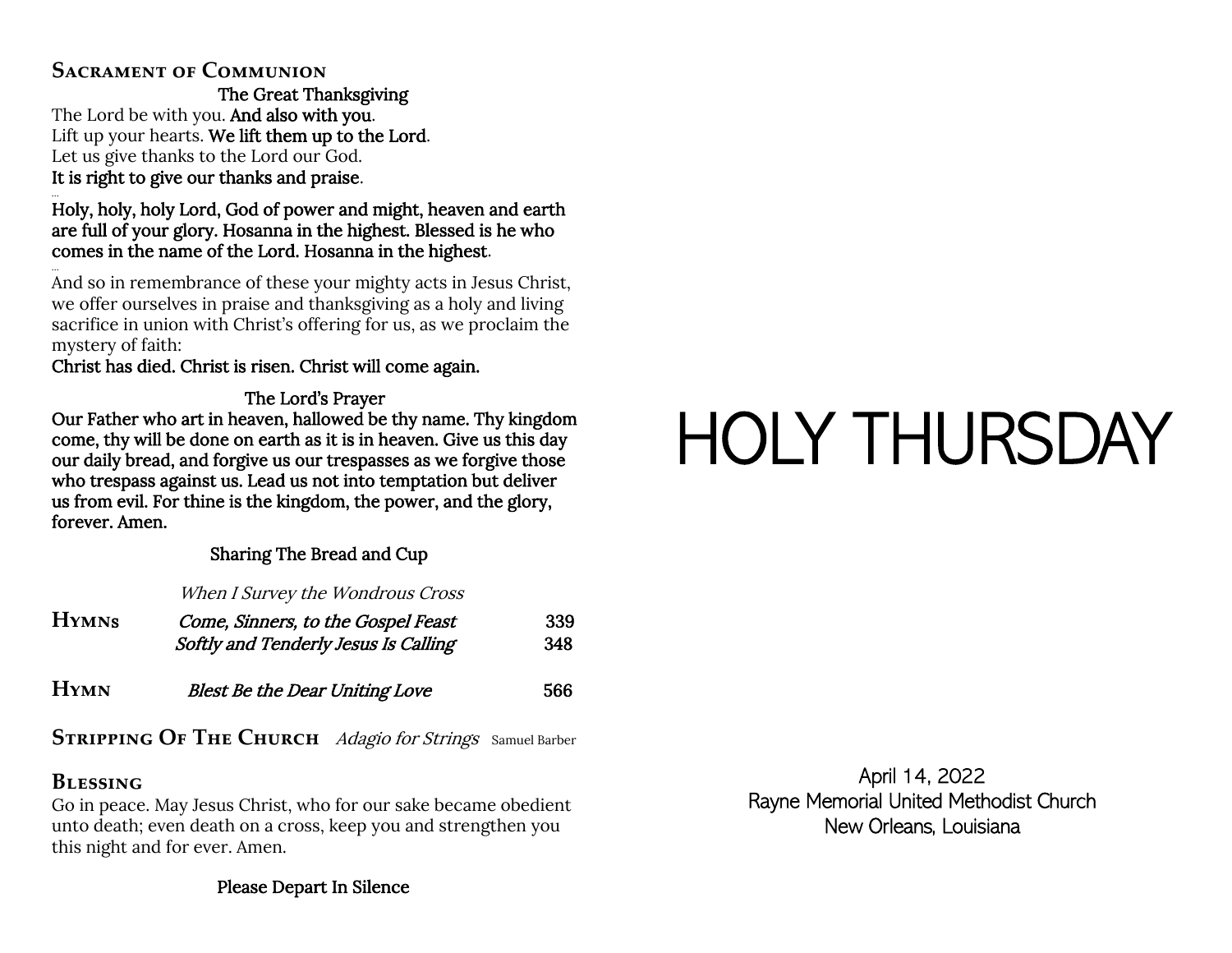## Sacrament of Communion

The Great Thanksgiving

The Lord be with you. **And also with you**.
Lift up your hearts. **We lift them up to the Lord**.
Let us give thanks to the Lord our God.
**It is right to give our thanks and praise**.

...

**Holy, holy, holy Lord, God of power and might, heaven and earth are full of your glory. Hosanna in the highest. Blessed is he who comes in the name of the Lord. Hosanna in the highest**.

...

And so in remembrance of these your mighty acts in Jesus Christ, we offer ourselves in praise and thanksgiving as a holy and living sacrifice in union with Christ's offering for us, as we proclaim the mystery of faith:
**Christ has died. Christ is risen. Christ will come again.**

The Lord's Prayer

**Our Father who art in heaven, hallowed be thy name. Thy kingdom come, thy will be done on earth as it is in heaven. Give us this day our daily bread, and forgive us our trespasses as we forgive those who trespass against us. Lead us not into temptation but deliver us from evil. For thine is the kingdom, the power, and the glory, forever. Amen.**

Sharing The Bread and Cup

*When I Survey the Wondrous Cross*

**Hymns** *Come, Sinners, to the Gospel Feast* 339
*Softly and Tenderly Jesus Is Calling* 348

**Hymn** *Blest Be the Dear Uniting Love* 566

**Stripping Of The Church** *Adagio for Strings* Samuel Barber

## Blessing

Go in peace. May Jesus Christ, who for our sake became obedient unto death; even death on a cross, keep you and strengthen you this night and for ever. Amen.

Please Depart In Silence

# HOLY THURSDAY

April 14, 2022
Rayne Memorial United Methodist Church
New Orleans, Louisiana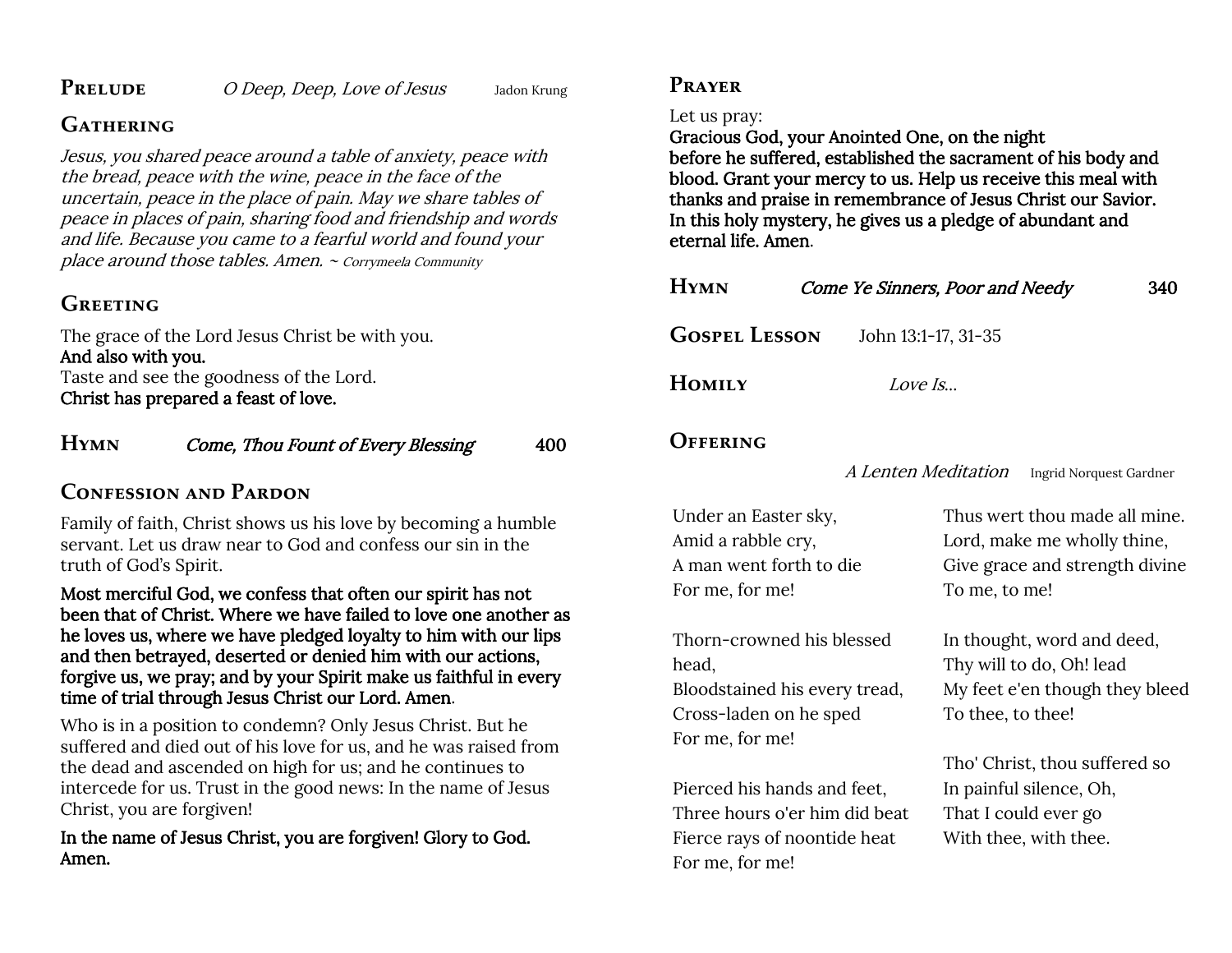## Prelude

*O Deep, Deep, Love of Jesus* — Jadon Krung

## Gathering

*Jesus, you shared peace around a table of anxiety, peace with the bread, peace with the wine, peace in the face of the uncertain, peace in the place of pain. May we share tables of peace in places of pain, sharing food and friendship and words and life. Because you came to a fearful world and found your place around those tables. Amen.* ~ *Corrymeela Community*

## Greeting

The grace of the Lord Jesus Christ be with you.
**And also with you.**
Taste and see the goodness of the Lord.
**Christ has prepared a feast of love.**

## Hymn

*Come, Thou Fount of Every Blessing* — 400

## Confession and Pardon

Family of faith, Christ shows us his love by becoming a humble servant. Let us draw near to God and confess our sin in the truth of God's Spirit.

**Most merciful God, we confess that often our spirit has not been that of Christ. Where we have failed to love one another as he loves us, where we have pledged loyalty to him with our lips and then betrayed, deserted or denied him with our actions, forgive us, we pray; and by your Spirit make us faithful in every time of trial through Jesus Christ our Lord. Amen**.

Who is in a position to condemn? Only Jesus Christ. But he suffered and died out of his love for us, and he was raised from the dead and ascended on high for us; and he continues to intercede for us. Trust in the good news: In the name of Jesus Christ, you are forgiven!

**In the name of Jesus Christ, you are forgiven! Glory to God. Amen.**

## Prayer

Let us pray:
**Gracious God, your Anointed One, on the night before he suffered, established the sacrament of his body and blood. Grant your mercy to us. Help us receive this meal with thanks and praise in remembrance of Jesus Christ our Savior. In this holy mystery, he gives us a pledge of abundant and eternal life. Amen**.

## Hymn

*Come Ye Sinners, Poor and Needy* — 340

## Gospel Lesson

John 13:1-17, 31-35

## Homily

*Love Is…*

## Offering

*A Lenten Meditation* — Ingrid Norquest Gardner

Under an Easter sky,
Amid a rabble cry,
A man went forth to die
For me, for me!

Thorn-crowned his blessed head,
Bloodstained his every tread,
Cross-laden on he sped
For me, for me!

Pierced his hands and feet,
Three hours o'er him did beat
Fierce rays of noontide heat
For me, for me!

Thus wert thou made all mine.
Lord, make me wholly thine,
Give grace and strength divine
To me, to me!

In thought, word and deed,
Thy will to do, Oh! lead
My feet e'en though they bleed
To thee, to thee!

Tho' Christ, thou suffered so
In painful silence, Oh,
That I could ever go
With thee, with thee.